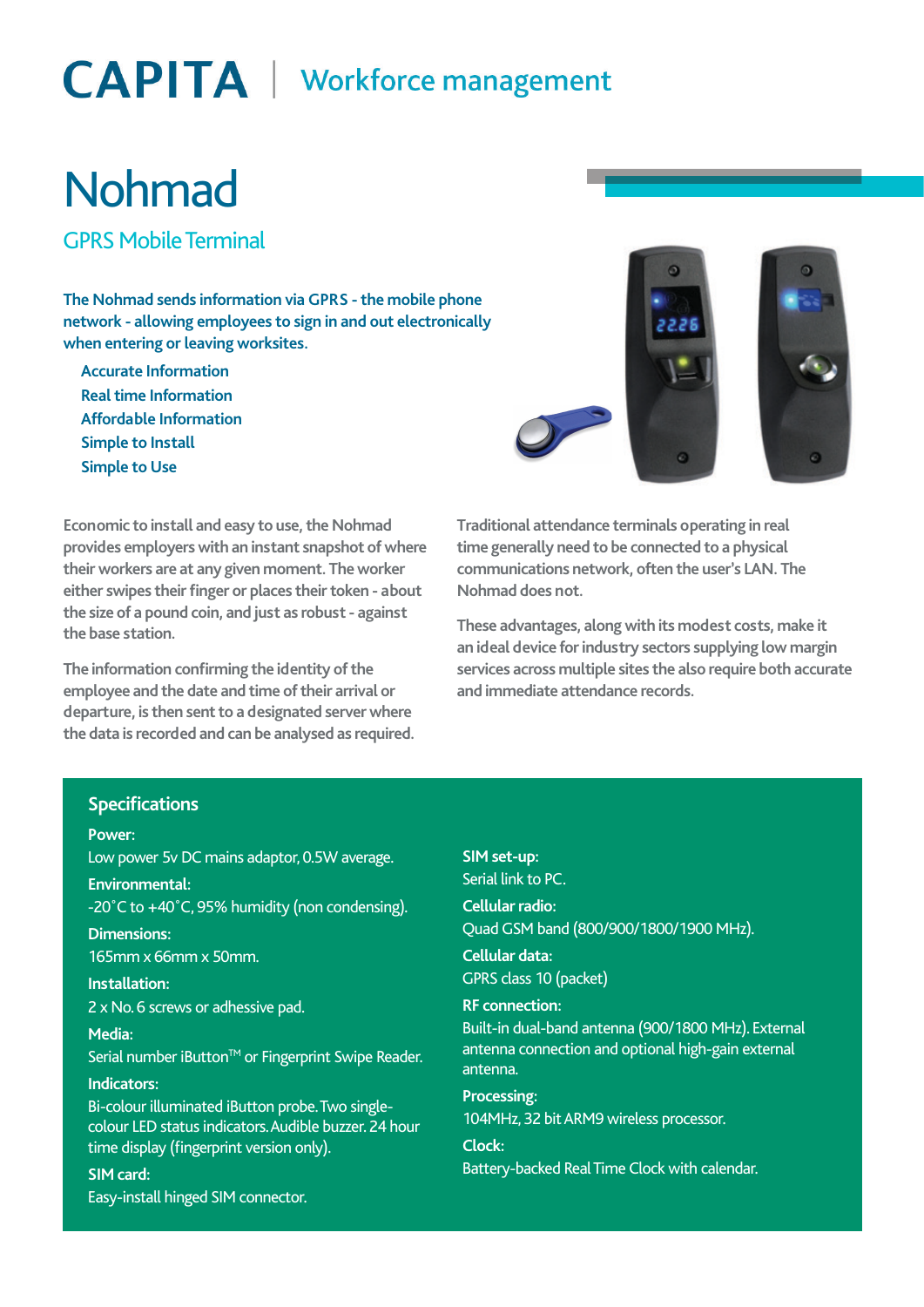CAPITA | Workforce management

# Nohmad

## GPRS Mobile Terminal

**The Nohmad sends information via GPRS - the mobile phone network - allowing employees to sign in and out electronically when entering or leaving worksites.**

- Accurate Information
- Real time Information
- Affordable Information
- Simple to Install
- Simple to Use

Economic to install and easy to use, the Nohmad provides employers with an instant snapshot of where their workers are at any given moment. The worker either swipes their finger or places their token - about the size of a pound coin, and just as robust - against the base station.

The information confirming the identity of the employee and the date and time of their arrival or departure, is then sent to a designated server where the data is recorded and can be analysed as required.

Traditional attendance terminals operating in real time generally need to be connected to a physical communications network, often the user's LAN. The Nohmad does not.

These advantages, along with its modest costs, make it an ideal device for industry sectors supplying low margin services across multiple sites the also require both accurate and immediate attendance records.

## Specifications

**Power:**
Low power 5v DC mains adaptor, 0.5W average.

**Environmental:**
-20˚C to +40˚C, 95% humidity (non condensing).

**Dimensions:**
165mm x 66mm x 50mm.

**Installation:**
2 x No. 6 screws or adhesive pad.

**Media:**
Serial number iButton™ or Fingerprint Swipe Reader.

**Indicators:**
Bi-colour illuminated iButton probe. Two single-colour LED status indicators. Audible buzzer. 24 hour time display (fingerprint version only).

**SIM card:**
Easy-install hinged SIM connector.

**SIM set-up:**
Serial link to PC.

**Cellular radio:**
Quad GSM band (800/900/1800/1900 MHz).

**Cellular data:**
GPRS class 10 (packet)

**RF connection:**
Built-in dual-band antenna (900/1800 MHz). External antenna connection and optional high-gain external antenna.

**Processing:**
104MHz, 32 bit ARM9 wireless processor.

**Clock:**
Battery-backed Real Time Clock with calendar.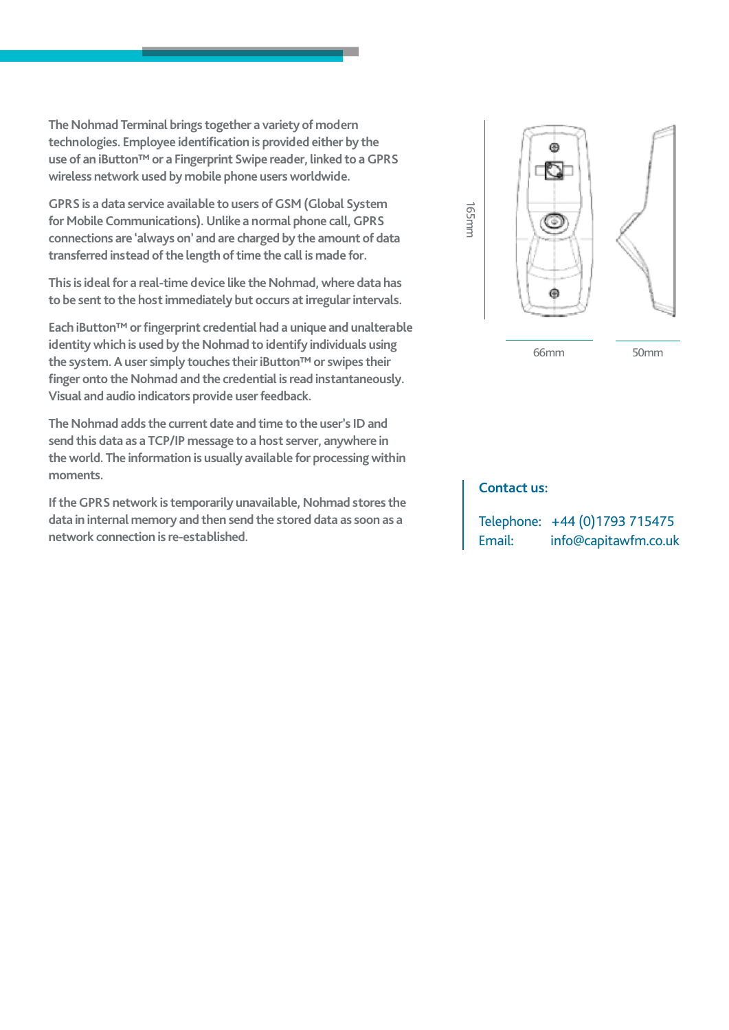The Nohmad Terminal brings together a variety of modern technologies. Employee identification is provided either by the use of an iButton™ or a Fingerprint Swipe reader, linked to a GPRS wireless network used by mobile phone users worldwide.

GPRS is a data service available to users of GSM (Global System for Mobile Communications). Unlike a normal phone call, GPRS connections are 'always on' and are charged by the amount of data transferred instead of the length of time the call is made for.

This is ideal for a real-time device like the Nohmad, where data has to be sent to the host immediately but occurs at irregular intervals.

Each iButton™ or fingerprint credential had a unique and unalterable identity which is used by the Nohmad to identify individuals using the system. A user simply touches their iButton™ or swipes their finger onto the Nohmad and the credential is read instantaneously. Visual and audio indicators provide user feedback.

The Nohmad adds the current date and time to the user's ID and send this data as a TCP/IP message to a host server, anywhere in the world. The information is usually available for processing within moments.

If the GPRS network is temporarily unavailable, Nohmad stores the data in internal memory and then send the stored data as soon as a network connection is re-established.

165mm

66mm

50mm

**Contact us:**

Telephone: +44 (0)1793 715475
Email: info@capitawfm.co.uk